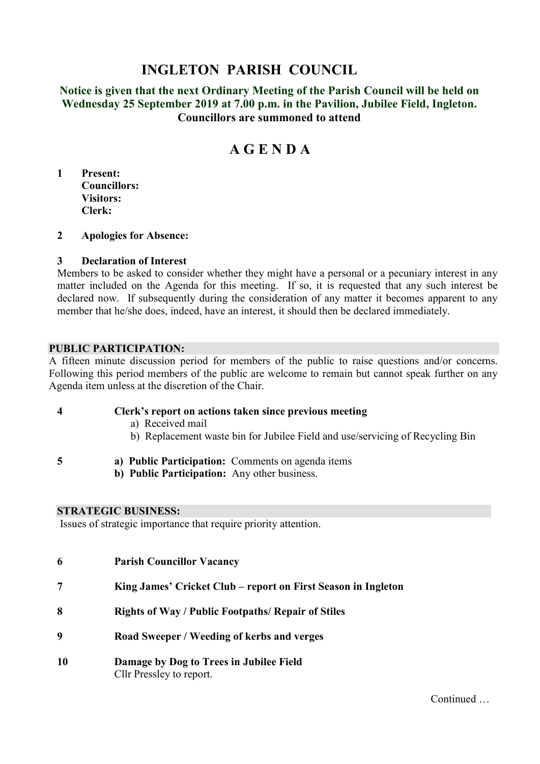# INGLETON PARISH COUNCIL

**Notice is given that the next Ordinary Meeting of the Parish Council will be held on Wednesday 25 September 2019 at 7.00 p.m. in the Pavilion, Jubilee Field, Ingleton.**
**Councillors are summoned to attend**

## A G E N D A

**1 Present:**
**Councillors:**
**Visitors:**
**Clerk:**

**2 Apologies for Absence:**

**3 Declaration of Interest**
Members to be asked to consider whether they might have a personal or a pecuniary interest in any matter included on the Agenda for this meeting. If so, it is requested that any such interest be declared now. If subsequently during the consideration of any matter it becomes apparent to any member that he/she does, indeed, have an interest, it should then be declared immediately.

### PUBLIC PARTICIPATION:

A fifteen minute discussion period for members of the public to raise questions and/or concerns. Following this period members of the public are welcome to remain but cannot speak further on any Agenda item unless at the discretion of the Chair.

**4 Clerk's report on actions taken since previous meeting**
a) Received mail
b) Replacement waste bin for Jubilee Field and use/servicing of Recycling Bin

**5 a) Public Participation:** Comments on agenda items
**b) Public Participation:** Any other business.

### STRATEGIC BUSINESS:

Issues of strategic importance that require priority attention.

**6 Parish Councillor Vacancy**

**7 King James' Cricket Club – report on First Season in Ingleton**

**8 Rights of Way / Public Footpaths/ Repair of Stiles**

**9 Road Sweeper / Weeding of kerbs and verges**

**10 Damage by Dog to Trees in Jubilee Field**
Cllr Pressley to report.

Continued …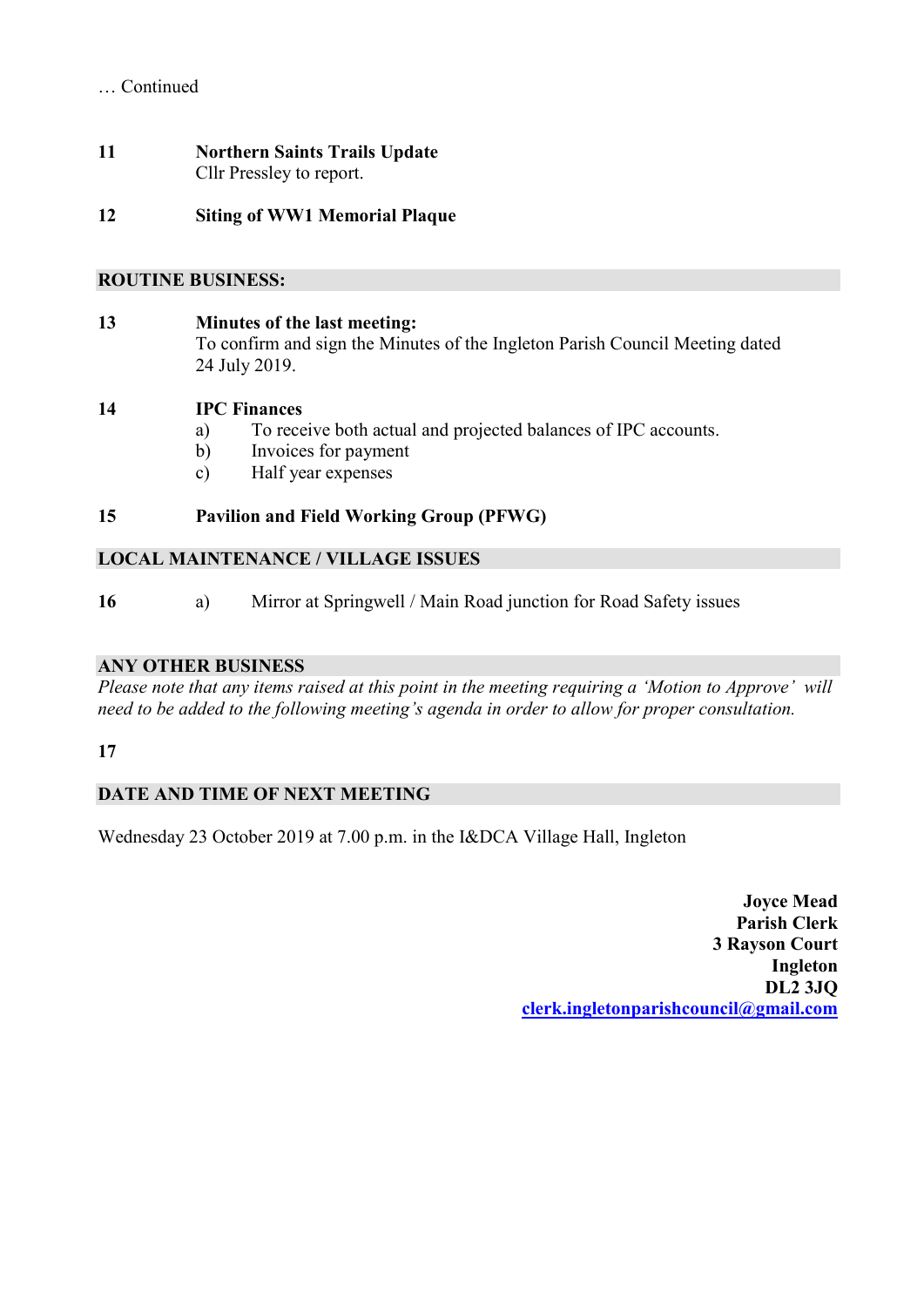… Continued

**11** **Northern Saints Trails Update**
Cllr Pressley to report.

**12** **Siting of WW1 Memorial Plaque**

## ROUTINE BUSINESS:

**13** **Minutes of the last meeting:**
To confirm and sign the Minutes of the Ingleton Parish Council Meeting dated 24 July 2019.

**14** **IPC Finances**

a) To receive both actual and projected balances of IPC accounts.
b) Invoices for payment
c) Half year expenses

**15** **Pavilion and Field Working Group (PFWG)**

## LOCAL MAINTENANCE / VILLAGE ISSUES

**16** a) Mirror at Springwell / Main Road junction for Road Safety issues

## ANY OTHER BUSINESS

*Please note that any items raised at this point in the meeting requiring a 'Motion to Approve' will need to be added to the following meeting's agenda in order to allow for proper consultation.*

**17**

## DATE AND TIME OF NEXT MEETING

Wednesday 23 October 2019 at 7.00 p.m. in the I&DCA Village Hall, Ingleton

**Joyce Mead**
**Parish Clerk**
**3 Rayson Court**
**Ingleton**
**DL2 3JQ**
**clerk.ingletonparishcouncil@gmail.com**